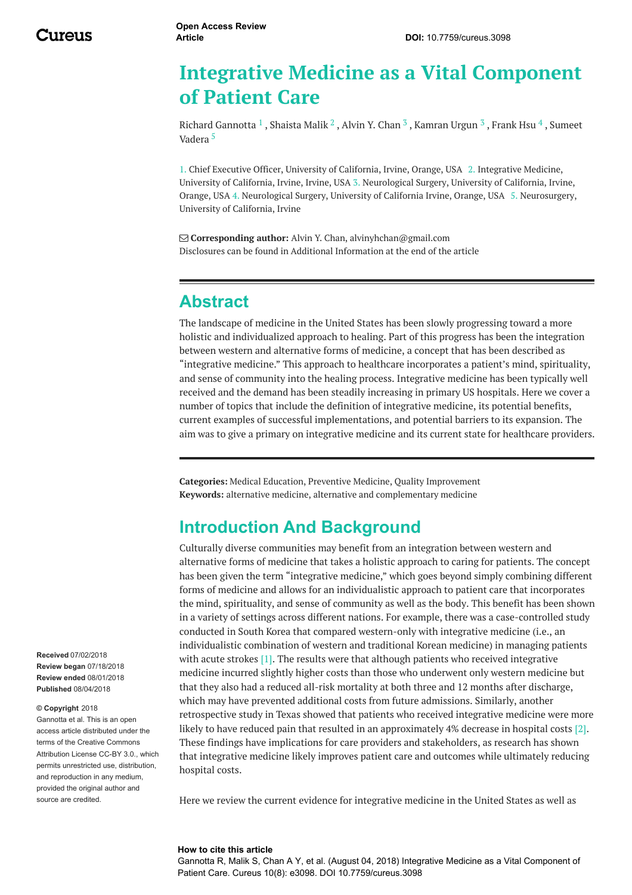Open Access Review Article

DOI: 10.7759/cureus.3098

# Integrative Medicine as a Vital Component of Patient Care

Richard Gannotta [1] , Shaista Malik [2] , Alvin Y. Chan [3] , Kamran Urgun [3] , Frank Hsu [4] , Sumeet Vadera [5]

1. Chief Executive Officer, University of California, Irvine, Orange, USA 2. Integrative Medicine, University of California, Irvine, Irvine, USA 3. Neurological Surgery, University of California, Irvine, Orange, USA 4. Neurological Surgery, University of California Irvine, Orange, USA 5. Neurosurgery, University of California, Irvine

**Corresponding author:** Alvin Y. Chan, alvinyhchan@gmail.com
Disclosures can be found in Additional Information at the end of the article

## Abstract

The landscape of medicine in the United States has been slowly progressing toward a more holistic and individualized approach to healing. Part of this progress has been the integration between western and alternative forms of medicine, a concept that has been described as "integrative medicine." This approach to healthcare incorporates a patient's mind, spirituality, and sense of community into the healing process. Integrative medicine has been typically well received and the demand has been steadily increasing in primary US hospitals. Here we cover a number of topics that include the definition of integrative medicine, its potential benefits, current examples of successful implementations, and potential barriers to its expansion. The aim was to give a primary on integrative medicine and its current state for healthcare providers.

**Categories:** Medical Education, Preventive Medicine, Quality Improvement
**Keywords:** alternative medicine, alternative and complementary medicine

## Introduction And Background

Culturally diverse communities may benefit from an integration between western and alternative forms of medicine that takes a holistic approach to caring for patients. The concept has been given the term "integrative medicine," which goes beyond simply combining different forms of medicine and allows for an individualistic approach to patient care that incorporates the mind, spirituality, and sense of community as well as the body. This benefit has been shown in a variety of settings across different nations. For example, there was a case-controlled study conducted in South Korea that compared western-only with integrative medicine (i.e., an individualistic combination of western and traditional Korean medicine) in managing patients with acute strokes [1]. The results were that although patients who received integrative medicine incurred slightly higher costs than those who underwent only western medicine but that they also had a reduced all-risk mortality at both three and 12 months after discharge, which may have prevented additional costs from future admissions. Similarly, another retrospective study in Texas showed that patients who received integrative medicine were more likely to have reduced pain that resulted in an approximately 4% decrease in hospital costs [2]. These findings have implications for care providers and stakeholders, as research has shown that integrative medicine likely improves patient care and outcomes while ultimately reducing hospital costs.

Here we review the current evidence for integrative medicine in the United States as well as

**Received** 07/02/2018
**Review began** 07/18/2018
**Review ended** 08/01/2018
**Published** 08/04/2018

**© Copyright** 2018
Gannotta et al. This is an open access article distributed under the terms of the Creative Commons Attribution License CC-BY 3.0., which permits unrestricted use, distribution, and reproduction in any medium, provided the original author and source are credited.

**How to cite this article**
Gannotta R, Malik S, Chan A Y, et al. (August 04, 2018) Integrative Medicine as a Vital Component of Patient Care. Cureus 10(8): e3098. DOI 10.7759/cureus.3098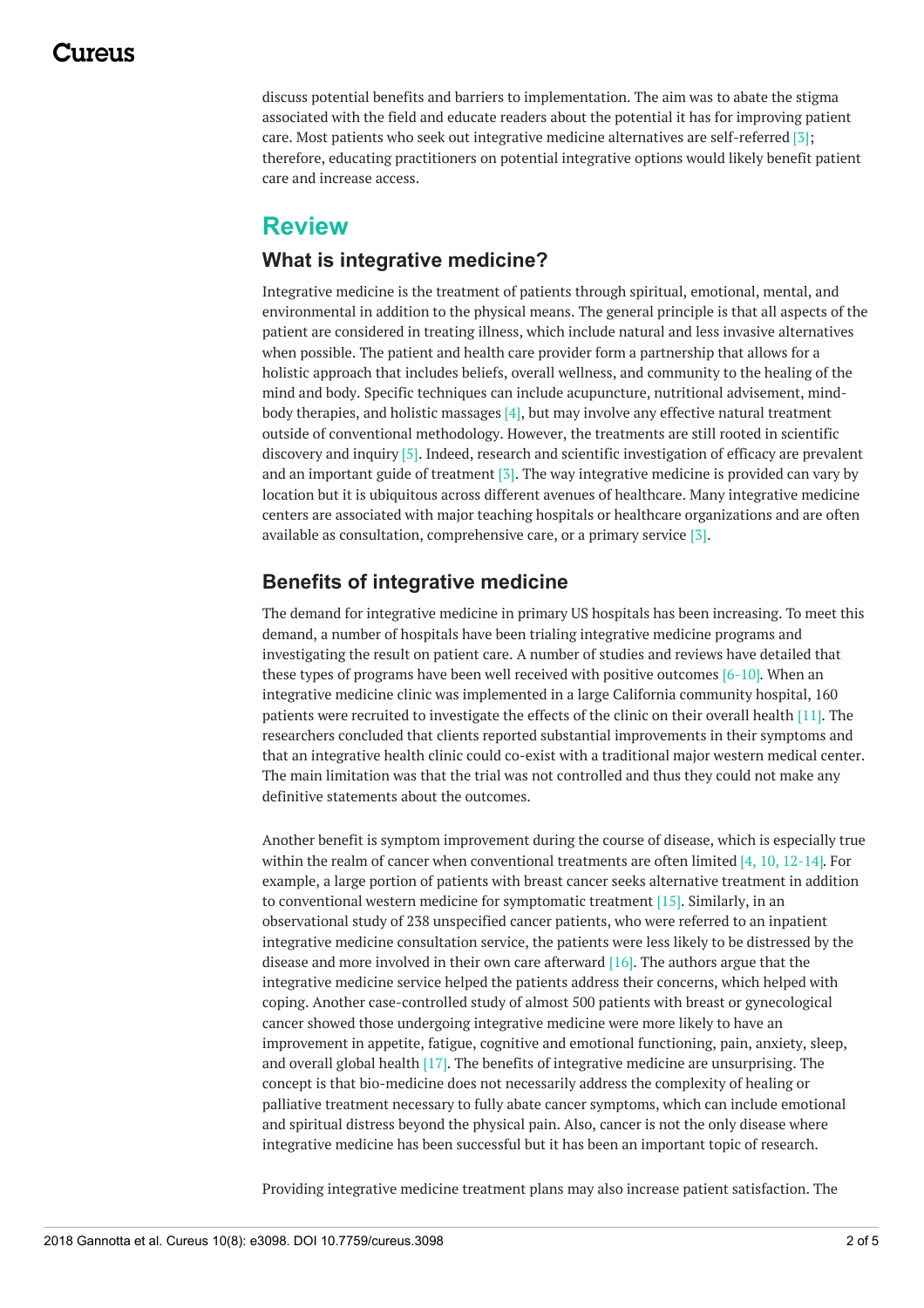discuss potential benefits and barriers to implementation. The aim was to abate the stigma associated with the field and educate readers about the potential it has for improving patient care. Most patients who seek out integrative medicine alternatives are self-referred [3]; therefore, educating practitioners on potential integrative options would likely benefit patient care and increase access.

## Review

### What is integrative medicine?

Integrative medicine is the treatment of patients through spiritual, emotional, mental, and environmental in addition to the physical means. The general principle is that all aspects of the patient are considered in treating illness, which include natural and less invasive alternatives when possible. The patient and health care provider form a partnership that allows for a holistic approach that includes beliefs, overall wellness, and community to the healing of the mind and body. Specific techniques can include acupuncture, nutritional advisement, mind-body therapies, and holistic massages [4], but may involve any effective natural treatment outside of conventional methodology. However, the treatments are still rooted in scientific discovery and inquiry [5]. Indeed, research and scientific investigation of efficacy are prevalent and an important guide of treatment [3]. The way integrative medicine is provided can vary by location but it is ubiquitous across different avenues of healthcare. Many integrative medicine centers are associated with major teaching hospitals or healthcare organizations and are often available as consultation, comprehensive care, or a primary service [3].

### Benefits of integrative medicine

The demand for integrative medicine in primary US hospitals has been increasing. To meet this demand, a number of hospitals have been trialing integrative medicine programs and investigating the result on patient care. A number of studies and reviews have detailed that these types of programs have been well received with positive outcomes [6-10]. When an integrative medicine clinic was implemented in a large California community hospital, 160 patients were recruited to investigate the effects of the clinic on their overall health [11]. The researchers concluded that clients reported substantial improvements in their symptoms and that an integrative health clinic could co-exist with a traditional major western medical center. The main limitation was that the trial was not controlled and thus they could not make any definitive statements about the outcomes.

Another benefit is symptom improvement during the course of disease, which is especially true within the realm of cancer when conventional treatments are often limited [4, 10, 12-14]. For example, a large portion of patients with breast cancer seeks alternative treatment in addition to conventional western medicine for symptomatic treatment [15]. Similarly, in an observational study of 238 unspecified cancer patients, who were referred to an inpatient integrative medicine consultation service, the patients were less likely to be distressed by the disease and more involved in their own care afterward [16]. The authors argue that the integrative medicine service helped the patients address their concerns, which helped with coping. Another case-controlled study of almost 500 patients with breast or gynecological cancer showed those undergoing integrative medicine were more likely to have an improvement in appetite, fatigue, cognitive and emotional functioning, pain, anxiety, sleep, and overall global health [17]. The benefits of integrative medicine are unsurprising. The concept is that bio-medicine does not necessarily address the complexity of healing or palliative treatment necessary to fully abate cancer symptoms, which can include emotional and spiritual distress beyond the physical pain. Also, cancer is not the only disease where integrative medicine has been successful but it has been an important topic of research.

Providing integrative medicine treatment plans may also increase patient satisfaction. The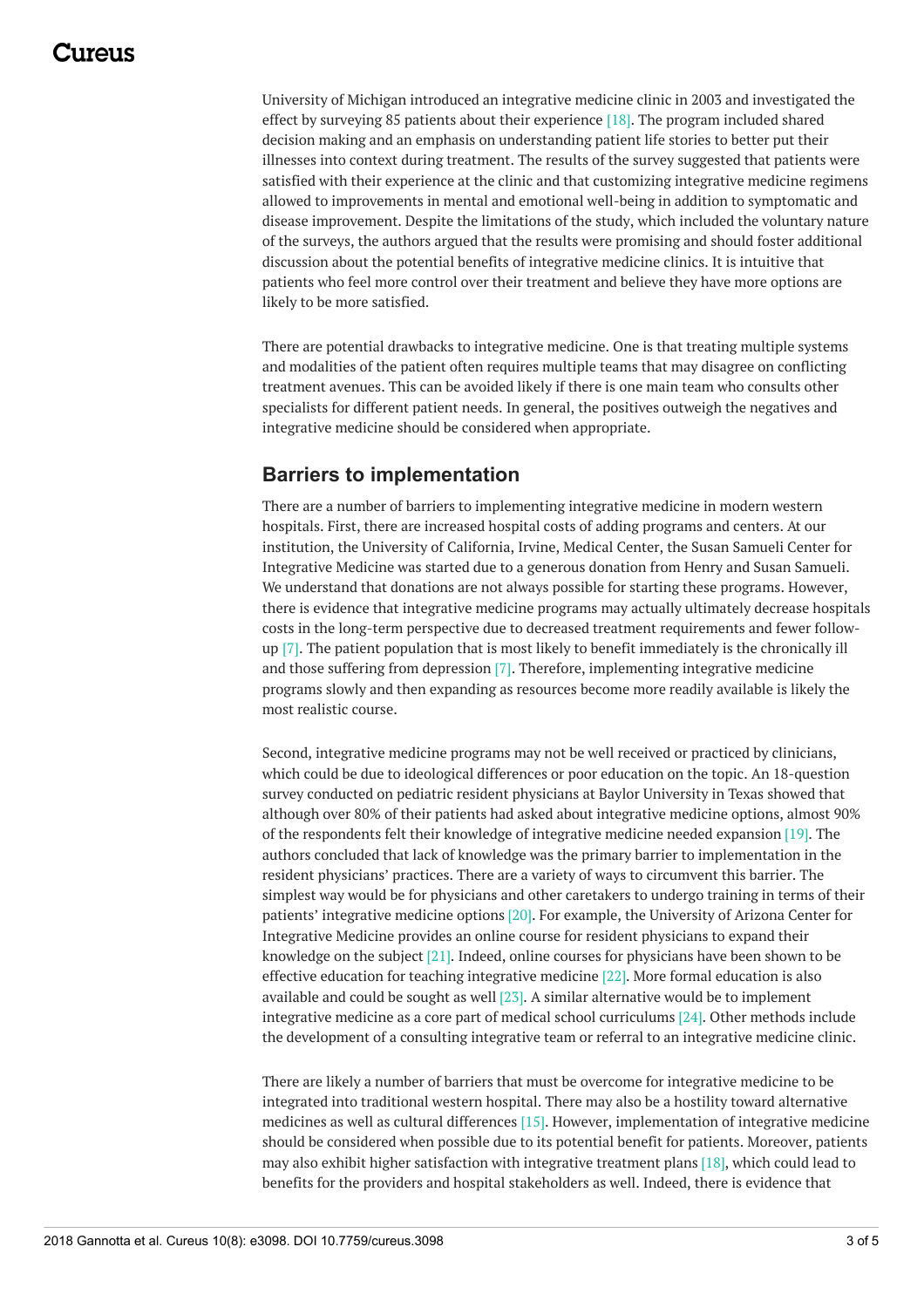University of Michigan introduced an integrative medicine clinic in 2003 and investigated the effect by surveying 85 patients about their experience [18]. The program included shared decision making and an emphasis on understanding patient life stories to better put their illnesses into context during treatment. The results of the survey suggested that patients were satisfied with their experience at the clinic and that customizing integrative medicine regimens allowed to improvements in mental and emotional well-being in addition to symptomatic and disease improvement. Despite the limitations of the study, which included the voluntary nature of the surveys, the authors argued that the results were promising and should foster additional discussion about the potential benefits of integrative medicine clinics. It is intuitive that patients who feel more control over their treatment and believe they have more options are likely to be more satisfied.

There are potential drawbacks to integrative medicine. One is that treating multiple systems and modalities of the patient often requires multiple teams that may disagree on conflicting treatment avenues. This can be avoided likely if there is one main team who consults other specialists for different patient needs. In general, the positives outweigh the negatives and integrative medicine should be considered when appropriate.

## Barriers to implementation

There are a number of barriers to implementing integrative medicine in modern western hospitals. First, there are increased hospital costs of adding programs and centers. At our institution, the University of California, Irvine, Medical Center, the Susan Samueli Center for Integrative Medicine was started due to a generous donation from Henry and Susan Samueli. We understand that donations are not always possible for starting these programs. However, there is evidence that integrative medicine programs may actually ultimately decrease hospitals costs in the long-term perspective due to decreased treatment requirements and fewer follow-up [7]. The patient population that is most likely to benefit immediately is the chronically ill and those suffering from depression [7]. Therefore, implementing integrative medicine programs slowly and then expanding as resources become more readily available is likely the most realistic course.

Second, integrative medicine programs may not be well received or practiced by clinicians, which could be due to ideological differences or poor education on the topic. An 18-question survey conducted on pediatric resident physicians at Baylor University in Texas showed that although over 80% of their patients had asked about integrative medicine options, almost 90% of the respondents felt their knowledge of integrative medicine needed expansion [19]. The authors concluded that lack of knowledge was the primary barrier to implementation in the resident physicians' practices. There are a variety of ways to circumvent this barrier. The simplest way would be for physicians and other caretakers to undergo training in terms of their patients' integrative medicine options [20]. For example, the University of Arizona Center for Integrative Medicine provides an online course for resident physicians to expand their knowledge on the subject [21]. Indeed, online courses for physicians have been shown to be effective education for teaching integrative medicine [22]. More formal education is also available and could be sought as well [23]. A similar alternative would be to implement integrative medicine as a core part of medical school curriculums [24]. Other methods include the development of a consulting integrative team or referral to an integrative medicine clinic.

There are likely a number of barriers that must be overcome for integrative medicine to be integrated into traditional western hospital. There may also be a hostility toward alternative medicines as well as cultural differences [15]. However, implementation of integrative medicine should be considered when possible due to its potential benefit for patients. Moreover, patients may also exhibit higher satisfaction with integrative treatment plans [18], which could lead to benefits for the providers and hospital stakeholders as well. Indeed, there is evidence that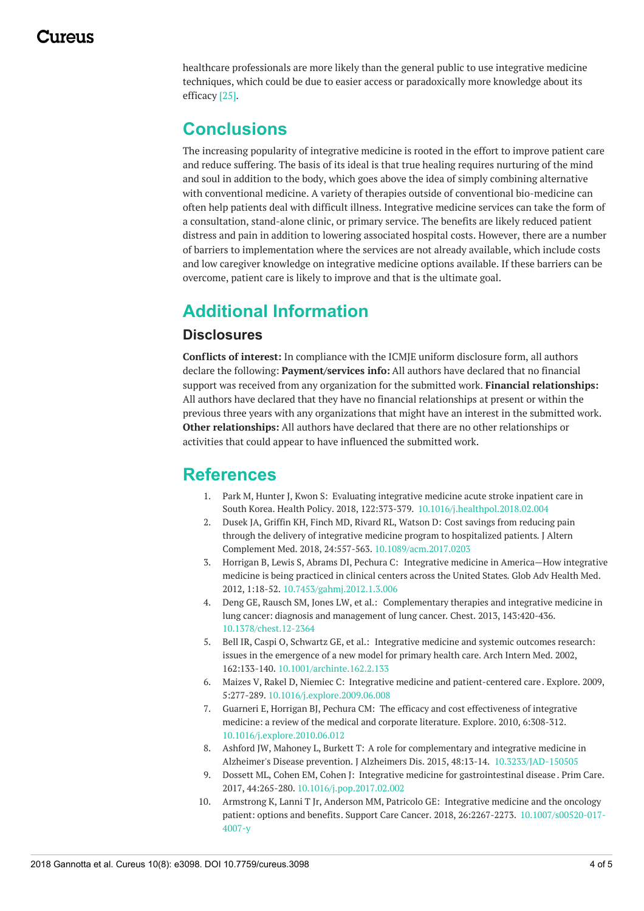healthcare professionals are more likely than the general public to use integrative medicine techniques, which could be due to easier access or paradoxically more knowledge about its efficacy [25].

# Conclusions

The increasing popularity of integrative medicine is rooted in the effort to improve patient care and reduce suffering. The basis of its ideal is that true healing requires nurturing of the mind and soul in addition to the body, which goes above the idea of simply combining alternative with conventional medicine. A variety of therapies outside of conventional bio-medicine can often help patients deal with difficult illness. Integrative medicine services can take the form of a consultation, stand-alone clinic, or primary service. The benefits are likely reduced patient distress and pain in addition to lowering associated hospital costs. However, there are a number of barriers to implementation where the services are not already available, which include costs and low caregiver knowledge on integrative medicine options available. If these barriers can be overcome, patient care is likely to improve and that is the ultimate goal.

# Additional Information

## Disclosures

**Conflicts of interest:** In compliance with the ICMJE uniform disclosure form, all authors declare the following: **Payment/services info:** All authors have declared that no financial support was received from any organization for the submitted work. **Financial relationships:** All authors have declared that they have no financial relationships at present or within the previous three years with any organizations that might have an interest in the submitted work. **Other relationships:** All authors have declared that there are no other relationships or activities that could appear to have influenced the submitted work.

# References

1. Park M, Hunter J, Kwon S: Evaluating integrative medicine acute stroke inpatient care in South Korea. Health Policy. 2018, 122:373-379. 10.1016/j.healthpol.2018.02.004
2. Dusek JA, Griffin KH, Finch MD, Rivard RL, Watson D: Cost savings from reducing pain through the delivery of integrative medicine program to hospitalized patients. J Altern Complement Med. 2018, 24:557-563. 10.1089/acm.2017.0203
3. Horrigan B, Lewis S, Abrams DI, Pechura C: Integrative medicine in America—How integrative medicine is being practiced in clinical centers across the United States. Glob Adv Health Med. 2012, 1:18-52. 10.7453/gahmj.2012.1.3.006
4. Deng GE, Rausch SM, Jones LW, et al.: Complementary therapies and integrative medicine in lung cancer: diagnosis and management of lung cancer. Chest. 2013, 143:420-436. 10.1378/chest.12-2364
5. Bell IR, Caspi O, Schwartz GE, et al.: Integrative medicine and systemic outcomes research: issues in the emergence of a new model for primary health care. Arch Intern Med. 2002, 162:133-140. 10.1001/archinte.162.2.133
6. Maizes V, Rakel D, Niemiec C: Integrative medicine and patient-centered care. Explore. 2009, 5:277-289. 10.1016/j.explore.2009.06.008
7. Guarneri E, Horrigan BJ, Pechura CM: The efficacy and cost effectiveness of integrative medicine: a review of the medical and corporate literature. Explore. 2010, 6:308-312. 10.1016/j.explore.2010.06.012
8. Ashford JW, Mahoney L, Burkett T: A role for complementary and integrative medicine in Alzheimer's Disease prevention. J Alzheimers Dis. 2015, 48:13-14. 10.3233/JAD-150505
9. Dossett ML, Cohen EM, Cohen J: Integrative medicine for gastrointestinal disease. Prim Care. 2017, 44:265-280. 10.1016/j.pop.2017.02.002
10. Armstrong K, Lanni T Jr, Anderson MM, Patricolo GE: Integrative medicine and the oncology patient: options and benefits. Support Care Cancer. 2018, 26:2267-2273. 10.1007/s00520-017-4007-y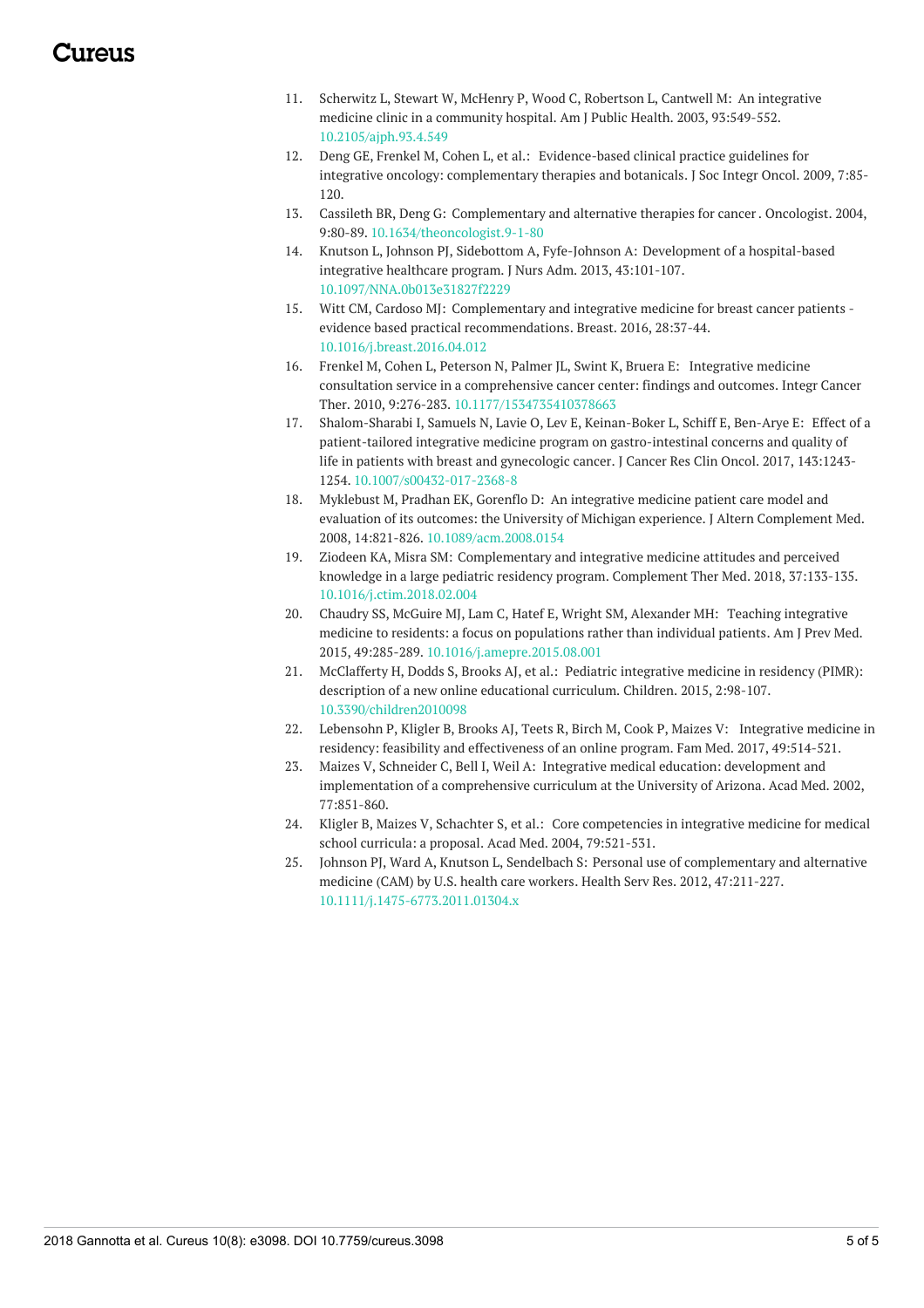11. Scherwitz L, Stewart W, McHenry P, Wood C, Robertson L, Cantwell M: An integrative medicine clinic in a community hospital. Am J Public Health. 2003, 93:549-552. 10.2105/ajph.93.4.549
12. Deng GE, Frenkel M, Cohen L, et al.: Evidence-based clinical practice guidelines for integrative oncology: complementary therapies and botanicals. J Soc Integr Oncol. 2009, 7:85-120.
13. Cassileth BR, Deng G: Complementary and alternative therapies for cancer . Oncologist. 2004, 9:80-89. 10.1634/theoncologist.9-1-80
14. Knutson L, Johnson PJ, Sidebottom A, Fyfe-Johnson A: Development of a hospital-based integrative healthcare program. J Nurs Adm. 2013, 43:101-107. 10.1097/NNA.0b013e31827f2229
15. Witt CM, Cardoso MJ: Complementary and integrative medicine for breast cancer patients - evidence based practical recommendations. Breast. 2016, 28:37-44. 10.1016/j.breast.2016.04.012
16. Frenkel M, Cohen L, Peterson N, Palmer JL, Swint K, Bruera E: Integrative medicine consultation service in a comprehensive cancer center: findings and outcomes. Integr Cancer Ther. 2010, 9:276-283. 10.1177/1534735410378663
17. Shalom-Sharabi I, Samuels N, Lavie O, Lev E, Keinan-Boker L, Schiff E, Ben-Arye E: Effect of a patient-tailored integrative medicine program on gastro-intestinal concerns and quality of life in patients with breast and gynecologic cancer. J Cancer Res Clin Oncol. 2017, 143:1243-1254. 10.1007/s00432-017-2368-8
18. Myklebust M, Pradhan EK, Gorenflo D: An integrative medicine patient care model and evaluation of its outcomes: the University of Michigan experience. J Altern Complement Med. 2008, 14:821-826. 10.1089/acm.2008.0154
19. Ziodeen KA, Misra SM: Complementary and integrative medicine attitudes and perceived knowledge in a large pediatric residency program. Complement Ther Med. 2018, 37:133-135. 10.1016/j.ctim.2018.02.004
20. Chaudry SS, McGuire MJ, Lam C, Hatef E, Wright SM, Alexander MH: Teaching integrative medicine to residents: a focus on populations rather than individual patients. Am J Prev Med. 2015, 49:285-289. 10.1016/j.amepre.2015.08.001
21. McClafferty H, Dodds S, Brooks AJ, et al.: Pediatric integrative medicine in residency (PIMR): description of a new online educational curriculum. Children. 2015, 2:98-107. 10.3390/children2010098
22. Lebensohn P, Kligler B, Brooks AJ, Teets R, Birch M, Cook P, Maizes V: Integrative medicine in residency: feasibility and effectiveness of an online program. Fam Med. 2017, 49:514-521.
23. Maizes V, Schneider C, Bell I, Weil A: Integrative medical education: development and implementation of a comprehensive curriculum at the University of Arizona. Acad Med. 2002, 77:851-860.
24. Kligler B, Maizes V, Schachter S, et al.: Core competencies in integrative medicine for medical school curricula: a proposal. Acad Med. 2004, 79:521-531.
25. Johnson PJ, Ward A, Knutson L, Sendelbach S: Personal use of complementary and alternative medicine (CAM) by U.S. health care workers. Health Serv Res. 2012, 47:211-227. 10.1111/j.1475-6773.2011.01304.x